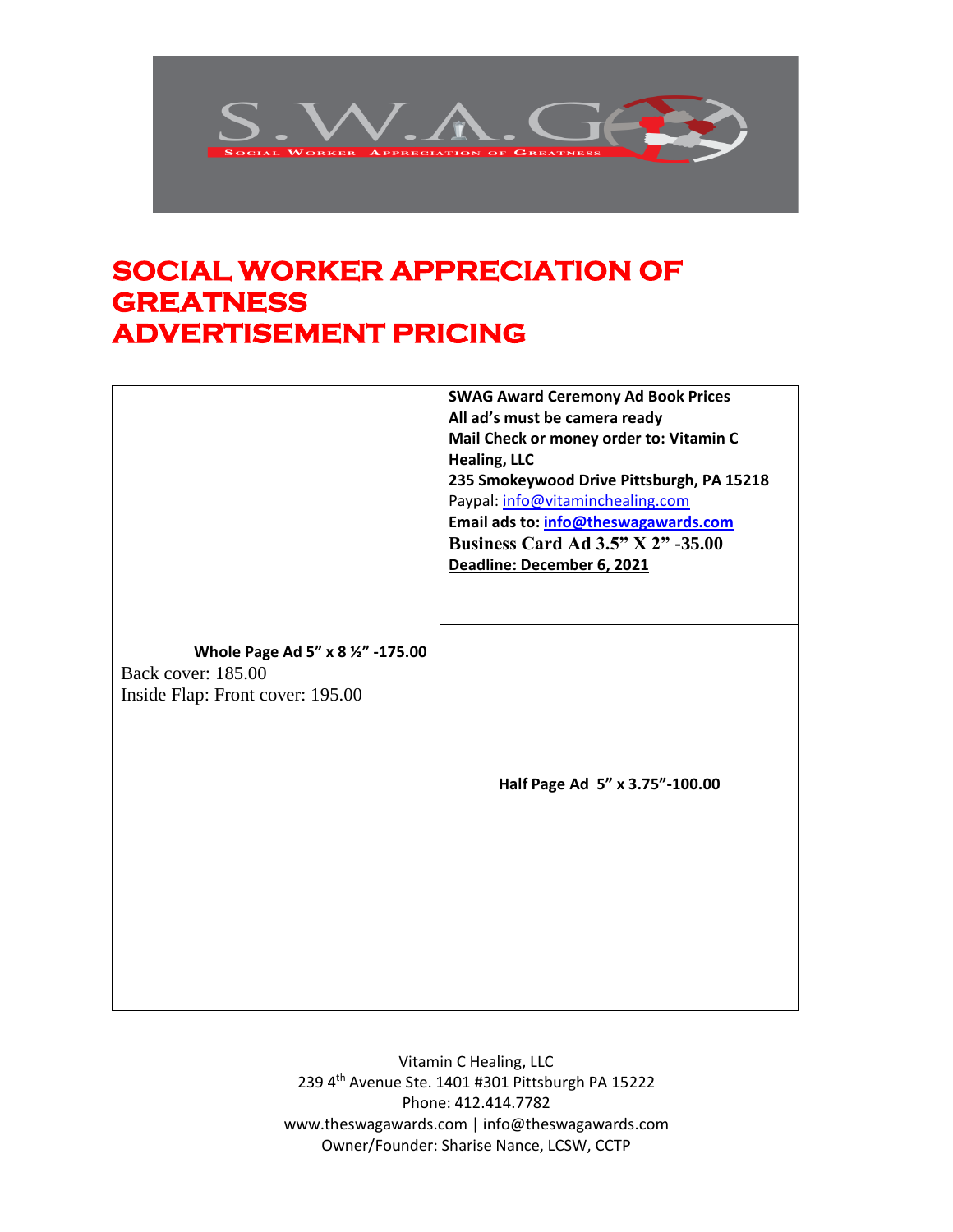S.W.A.G

SOCIAL WORKER APPRECIATION OF GREATNESS

# SOCIAL WORKER APPRECIATION OF GREATNESS ADVERTISEMENT PRICING

| | **SWAG Award Ceremony Ad Book Prices**<br>**All ad's must be camera ready**<br>**Mail Check or money order to: Vitamin C Healing, LLC**<br>**235 Smokeywood Drive Pittsburgh, PA 15218**<br>Paypal: info@vitaminchealing.com<br>**Email ads to: info@theswagawards.com**<br>**Business Card Ad 3.5" X 2" -35.00**<br>**Deadline: December 6, 2021** |
|---|---|
| **Whole Page Ad 5" x 8 ½" -175.00**<br>Back cover: 185.00<br>Inside Flap: Front cover: 195.00 | **Half Page Ad 5" x 3.75"-100.00** |

Vitamin C Healing, LLC
239 4th Avenue Ste. 1401 #301 Pittsburgh PA 15222
Phone: 412.414.7782
www.theswagawards.com | info@theswagawards.com
Owner/Founder: Sharise Nance, LCSW, CCTP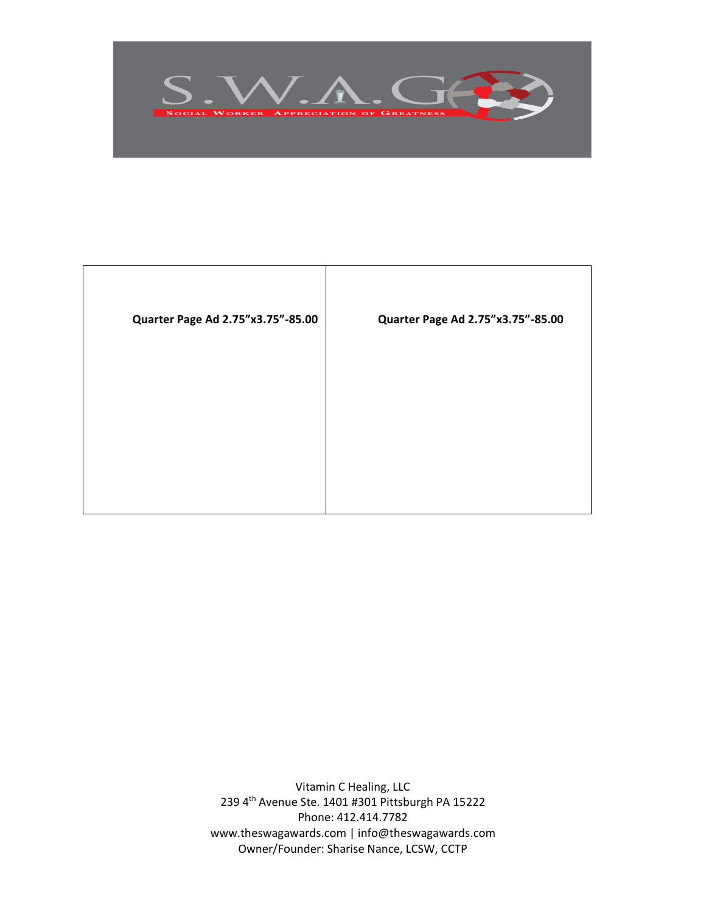S.W.A.G.

SOCIAL WORKER APPRECIATION OF GREATNESS

| **Quarter Page Ad 2.75”x3.75”-85.00** | **Quarter Page Ad 2.75”x3.75”-85.00** |
| --- | --- |

Vitamin C Healing, LLC
239 4th Avenue Ste. 1401 #301 Pittsburgh PA 15222
Phone: 412.414.7782
www.theswagawards.com | info@theswagawards.com
Owner/Founder: Sharise Nance, LCSW, CCTP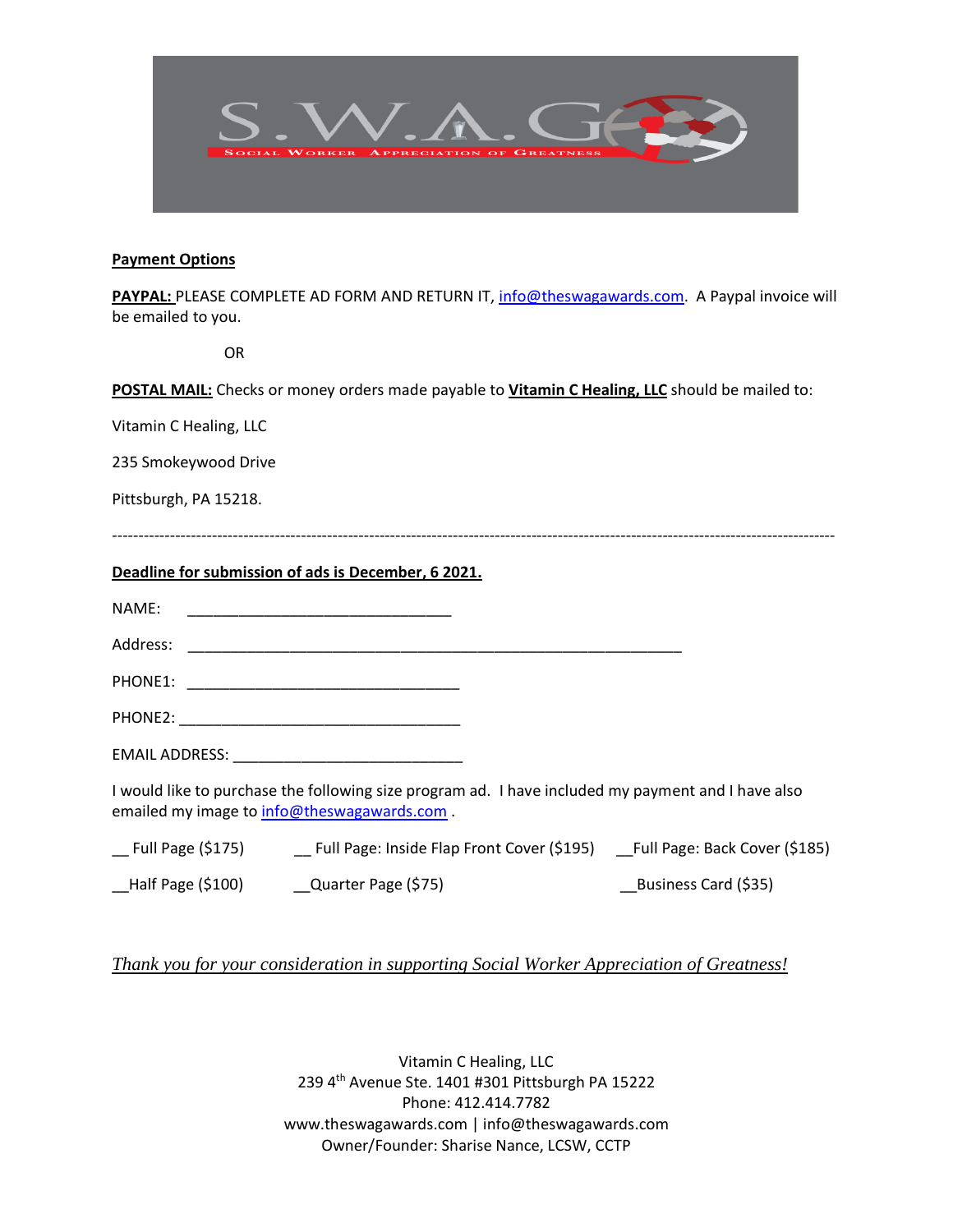S.W.A.G

SOCIAL WORKER APPRECIATION OF GREATNESS

**Payment Options**

**PAYPAL:** PLEASE COMPLETE AD FORM AND RETURN IT, info@theswagawards.com. A Paypal invoice will be emailed to you.

OR

**POSTAL MAIL:** Checks or money orders made payable to **Vitamin C Healing, LLC** should be mailed to:

Vitamin C Healing, LLC

235 Smokeywood Drive

Pittsburgh, PA 15218.

---

**Deadline for submission of ads is December, 6 2021.**

NAME: _______________________________

Address: ___________________________________________________________

PHONE1: ________________________________

PHONE2: _________________________________

EMAIL ADDRESS: ___________________________

I would like to purchase the following size program ad. I have included my payment and I have also emailed my image to info@theswagawards.com .

__ Full Page ($175)    __ Full Page: Inside Flap Front Cover ($195)    __Full Page: Back Cover ($185)

__Half Page ($100)    __Quarter Page ($75)    __Business Card ($35)

*Thank you for your consideration in supporting Social Worker Appreciation of Greatness!*

Vitamin C Healing, LLC
239 4th Avenue Ste. 1401 #301 Pittsburgh PA 15222
Phone: 412.414.7782
www.theswagawards.com | info@theswagawards.com
Owner/Founder: Sharise Nance, LCSW, CCTP